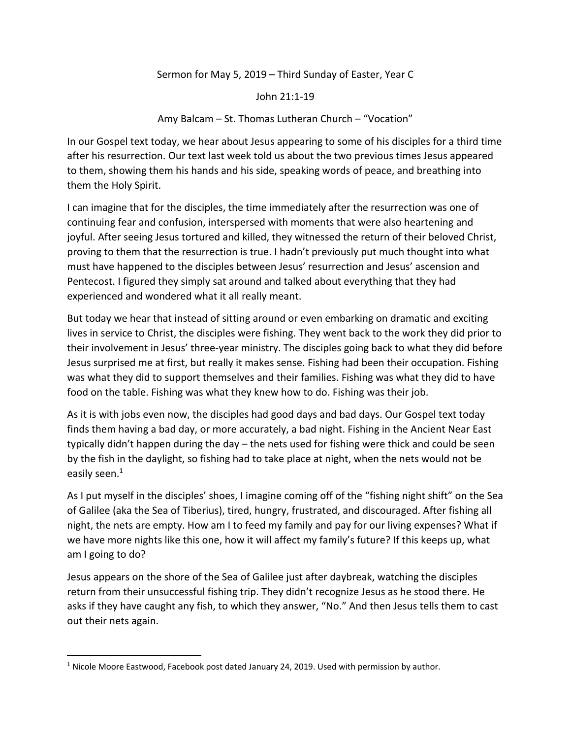Sermon for May 5, 2019 – Third Sunday of Easter, Year C

John 21:1-19

Amy Balcam – St. Thomas Lutheran Church – "Vocation"

In our Gospel text today, we hear about Jesus appearing to some of his disciples for a third time after his resurrection. Our text last week told us about the two previous times Jesus appeared to them, showing them his hands and his side, speaking words of peace, and breathing into them the Holy Spirit.

I can imagine that for the disciples, the time immediately after the resurrection was one of continuing fear and confusion, interspersed with moments that were also heartening and joyful. After seeing Jesus tortured and killed, they witnessed the return of their beloved Christ, proving to them that the resurrection is true. I hadn't previously put much thought into what must have happened to the disciples between Jesus' resurrection and Jesus' ascension and Pentecost. I figured they simply sat around and talked about everything that they had experienced and wondered what it all really meant.

But today we hear that instead of sitting around or even embarking on dramatic and exciting lives in service to Christ, the disciples were fishing. They went back to the work they did prior to their involvement in Jesus' three-year ministry. The disciples going back to what they did before Jesus surprised me at first, but really it makes sense. Fishing had been their occupation. Fishing was what they did to support themselves and their families. Fishing was what they did to have food on the table. Fishing was what they knew how to do. Fishing was their job.

As it is with jobs even now, the disciples had good days and bad days. Our Gospel text today finds them having a bad day, or more accurately, a bad night. Fishing in the Ancient Near East typically didn't happen during the day – the nets used for fishing were thick and could be seen by the fish in the daylight, so fishing had to take place at night, when the nets would not be easily seen.[1]

As I put myself in the disciples' shoes, I imagine coming off of the "fishing night shift" on the Sea of Galilee (aka the Sea of Tiberius), tired, hungry, frustrated, and discouraged. After fishing all night, the nets are empty. How am I to feed my family and pay for our living expenses? What if we have more nights like this one, how it will affect my family's future? If this keeps up, what am I going to do?

Jesus appears on the shore of the Sea of Galilee just after daybreak, watching the disciples return from their unsuccessful fishing trip. They didn't recognize Jesus as he stood there. He asks if they have caught any fish, to which they answer, "No." And then Jesus tells them to cast out their nets again.

[1] Nicole Moore Eastwood, Facebook post dated January 24, 2019. Used with permission by author.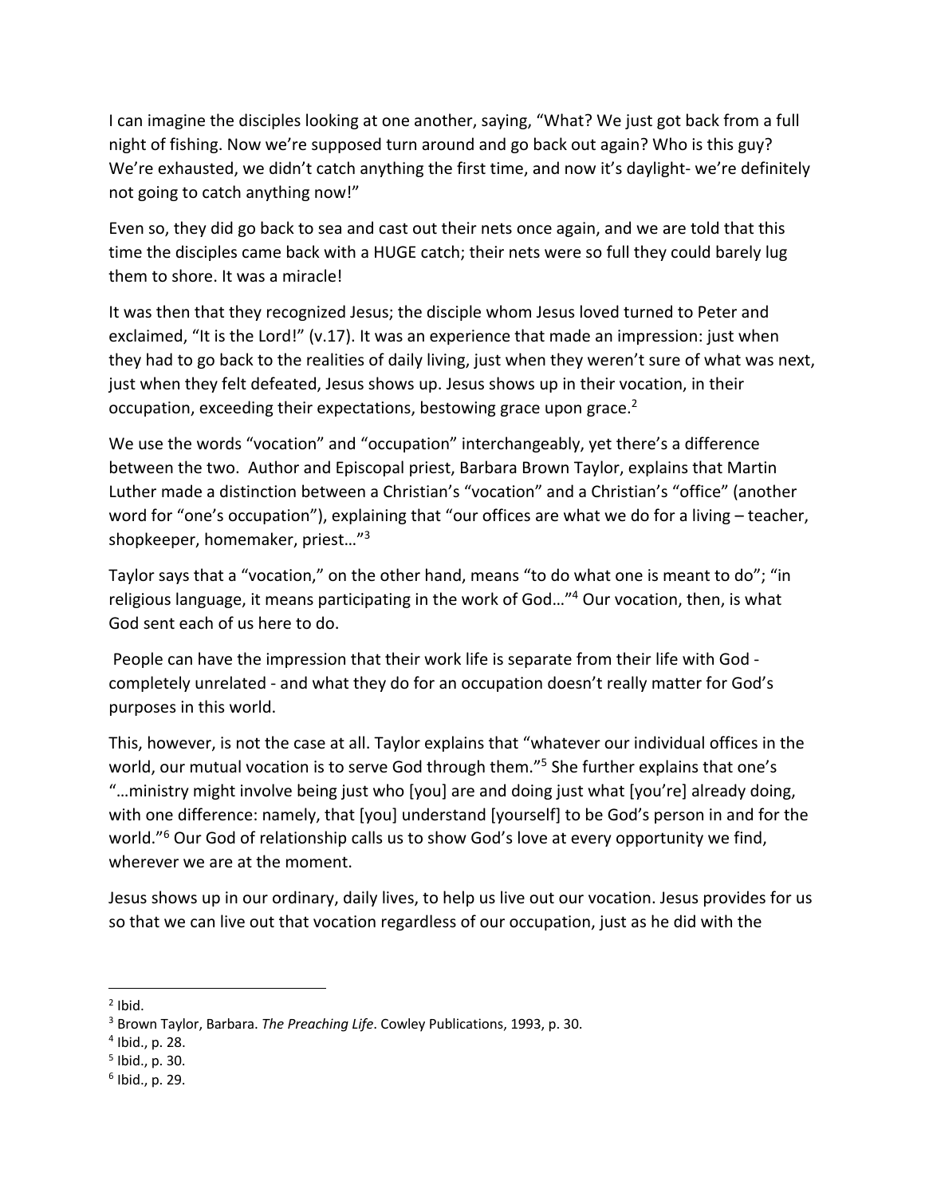I can imagine the disciples looking at one another, saying, "What? We just got back from a full night of fishing. Now we're supposed turn around and go back out again? Who is this guy? We're exhausted, we didn't catch anything the first time, and now it's daylight- we're definitely not going to catch anything now!"

Even so, they did go back to sea and cast out their nets once again, and we are told that this time the disciples came back with a HUGE catch; their nets were so full they could barely lug them to shore. It was a miracle!

It was then that they recognized Jesus; the disciple whom Jesus loved turned to Peter and exclaimed, "It is the Lord!" (v.17). It was an experience that made an impression: just when they had to go back to the realities of daily living, just when they weren't sure of what was next, just when they felt defeated, Jesus shows up. Jesus shows up in their vocation, in their occupation, exceeding their expectations, bestowing grace upon grace.[2]

We use the words "vocation" and "occupation" interchangeably, yet there's a difference between the two. Author and Episcopal priest, Barbara Brown Taylor, explains that Martin Luther made a distinction between a Christian's "vocation" and a Christian's "office" (another word for "one's occupation"), explaining that "our offices are what we do for a living – teacher, shopkeeper, homemaker, priest…"[3]

Taylor says that a "vocation," on the other hand, means "to do what one is meant to do"; "in religious language, it means participating in the work of God…"[4] Our vocation, then, is what God sent each of us here to do.

People can have the impression that their work life is separate from their life with God - completely unrelated - and what they do for an occupation doesn't really matter for God's purposes in this world.

This, however, is not the case at all. Taylor explains that "whatever our individual offices in the world, our mutual vocation is to serve God through them."[5] She further explains that one's "…ministry might involve being just who [you] are and doing just what [you're] already doing, with one difference: namely, that [you] understand [yourself] to be God's person in and for the world."[6] Our God of relationship calls us to show God's love at every opportunity we find, wherever we are at the moment.

Jesus shows up in our ordinary, daily lives, to help us live out our vocation. Jesus provides for us so that we can live out that vocation regardless of our occupation, just as he did with the

---

[2] Ibid.

[3] Brown Taylor, Barbara. *The Preaching Life*. Cowley Publications, 1993, p. 30.

[4] Ibid., p. 28.

[5] Ibid., p. 30.

[6] Ibid., p. 29.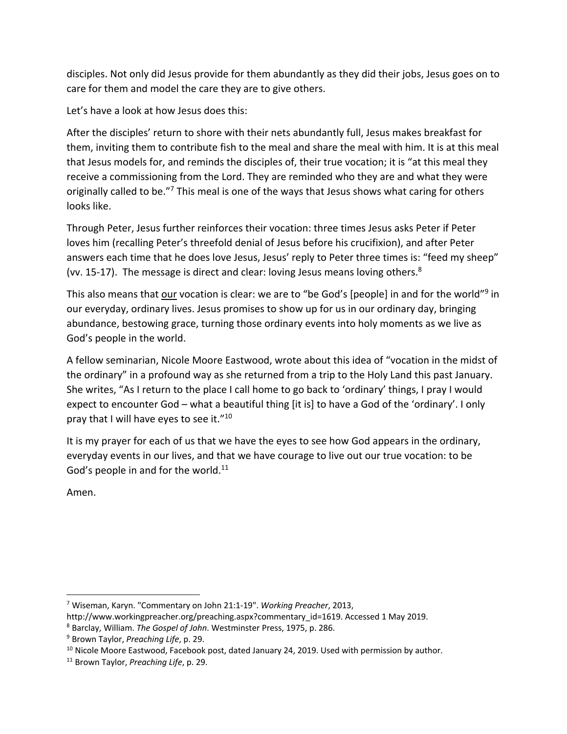disciples. Not only did Jesus provide for them abundantly as they did their jobs, Jesus goes on to care for them and model the care they are to give others.

Let's have a look at how Jesus does this:

After the disciples' return to shore with their nets abundantly full, Jesus makes breakfast for them, inviting them to contribute fish to the meal and share the meal with him. It is at this meal that Jesus models for, and reminds the disciples of, their true vocation; it is "at this meal they receive a commissioning from the Lord. They are reminded who they are and what they were originally called to be."[7] This meal is one of the ways that Jesus shows what caring for others looks like.

Through Peter, Jesus further reinforces their vocation: three times Jesus asks Peter if Peter loves him (recalling Peter's threefold denial of Jesus before his crucifixion), and after Peter answers each time that he does love Jesus, Jesus' reply to Peter three times is: "feed my sheep" (vv. 15-17). The message is direct and clear: loving Jesus means loving others.[8]

This also means that <u>our</u> vocation is clear: we are to "be God's [people] in and for the world"[9] in our everyday, ordinary lives. Jesus promises to show up for us in our ordinary day, bringing abundance, bestowing grace, turning those ordinary events into holy moments as we live as God's people in the world.

A fellow seminarian, Nicole Moore Eastwood, wrote about this idea of "vocation in the midst of the ordinary" in a profound way as she returned from a trip to the Holy Land this past January. She writes, "As I return to the place I call home to go back to 'ordinary' things, I pray I would expect to encounter God – what a beautiful thing [it is] to have a God of the 'ordinary'. I only pray that I will have eyes to see it."[10]

It is my prayer for each of us that we have the eyes to see how God appears in the ordinary, everyday events in our lives, and that we have courage to live out our true vocation: to be God's people in and for the world.[11]

Amen.

---

[7] Wiseman, Karyn. "Commentary on John 21:1-19". *Working Preacher*, 2013, http://www.workingpreacher.org/preaching.aspx?commentary_id=1619. Accessed 1 May 2019.

[8] Barclay, William. *The Gospel of John*. Westminster Press, 1975, p. 286.

[9] Brown Taylor, *Preaching Life*, p. 29.

[10] Nicole Moore Eastwood, Facebook post, dated January 24, 2019. Used with permission by author.

[11] Brown Taylor, *Preaching Life*, p. 29.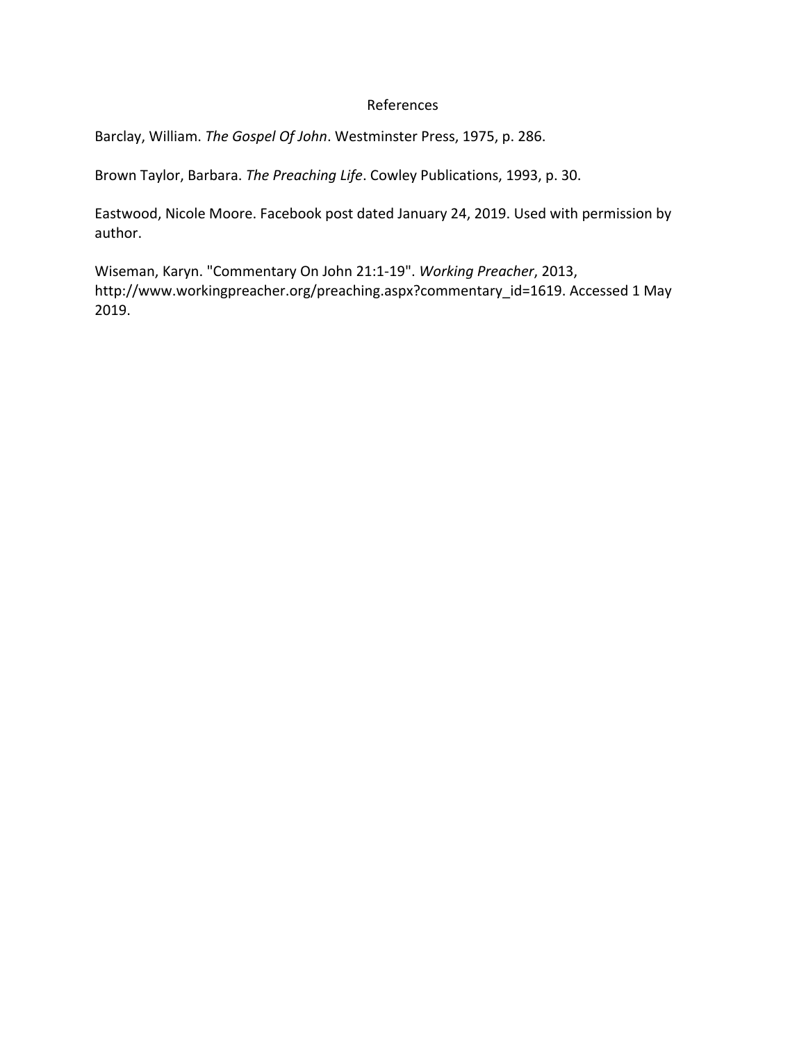# References

Barclay, William. *The Gospel Of John*. Westminster Press, 1975, p. 286.

Brown Taylor, Barbara. *The Preaching Life*. Cowley Publications, 1993, p. 30.

Eastwood, Nicole Moore. Facebook post dated January 24, 2019. Used with permission by author.

Wiseman, Karyn. "Commentary On John 21:1-19". *Working Preacher*, 2013, http://www.workingpreacher.org/preaching.aspx?commentary_id=1619. Accessed 1 May 2019.